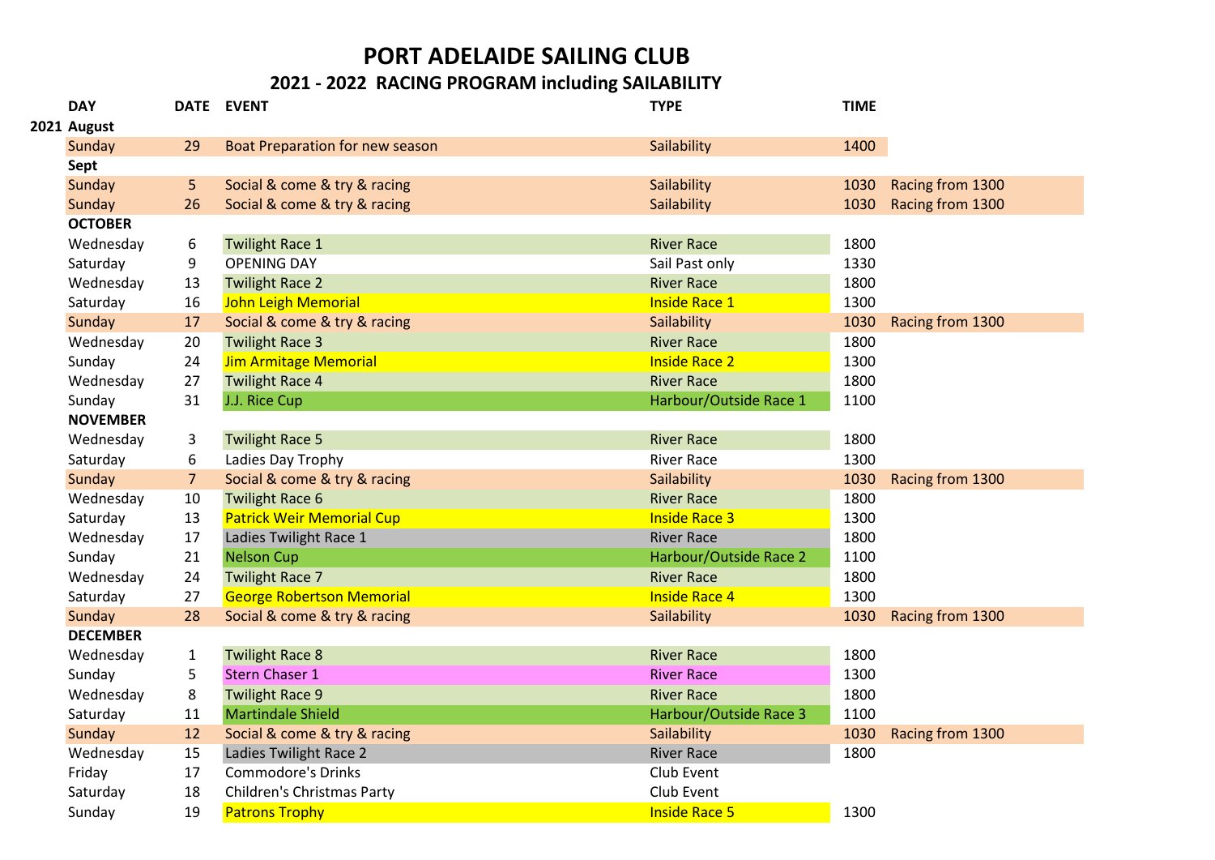# PORT ADELAIDE SAILING CLUB

## 2021 - 2022 RACING PROGRAM including SAILABILITY

| | DAY | DATE | EVENT | TYPE | TIME | |
|---|---|---|---|---|---|---|
| **2021** | **August** | | | | | |
| | Sunday | 29 | Boat Preparation for new season | Sailability | 1400 | |
| | **Sept** | | | | | |
| | Sunday | 5 | Social & come & try & racing | Sailability | 1030 | Racing from 1300 |
| | Sunday | 26 | Social & come & try & racing | Sailability | 1030 | Racing from 1300 |
| | **OCTOBER** | | | | | |
| | Wednesday | 6 | Twilight Race 1 | River Race | 1800 | |
| | Saturday | 9 | OPENING DAY | Sail Past only | 1330 | |
| | Wednesday | 13 | Twilight Race 2 | River Race | 1800 | |
| | Saturday | 16 | John Leigh Memorial | Inside Race 1 | 1300 | |
| | Sunday | 17 | Social & come & try & racing | Sailability | 1030 | Racing from 1300 |
| | Wednesday | 20 | Twilight Race 3 | River Race | 1800 | |
| | Sunday | 24 | Jim Armitage Memorial | Inside Race 2 | 1300 | |
| | Wednesday | 27 | Twilight Race 4 | River Race | 1800 | |
| | Sunday | 31 | J.J. Rice Cup | Harbour/Outside Race 1 | 1100 | |
| | **NOVEMBER** | | | | | |
| | Wednesday | 3 | Twilight Race 5 | River Race | 1800 | |
| | Saturday | 6 | Ladies Day Trophy | River Race | 1300 | |
| | Sunday | 7 | Social & come & try & racing | Sailability | 1030 | Racing from 1300 |
| | Wednesday | 10 | Twilight Race 6 | River Race | 1800 | |
| | Saturday | 13 | Patrick Weir Memorial Cup | Inside Race 3 | 1300 | |
| | Wednesday | 17 | Ladies Twilight Race 1 | River Race | 1800 | |
| | Sunday | 21 | Nelson Cup | Harbour/Outside Race 2 | 1100 | |
| | Wednesday | 24 | Twilight Race 7 | River Race | 1800 | |
| | Saturday | 27 | George Robertson Memorial | Inside Race 4 | 1300 | |
| | Sunday | 28 | Social & come & try & racing | Sailability | 1030 | Racing from 1300 |
| | **DECEMBER** | | | | | |
| | Wednesday | 1 | Twilight Race 8 | River Race | 1800 | |
| | Sunday | 5 | Stern Chaser 1 | River Race | 1300 | |
| | Wednesday | 8 | Twilight Race 9 | River Race | 1800 | |
| | Saturday | 11 | Martindale Shield | Harbour/Outside Race 3 | 1100 | |
| | Sunday | 12 | Social & come & try & racing | Sailability | 1030 | Racing from 1300 |
| | Wednesday | 15 | Ladies Twilight Race 2 | River Race | 1800 | |
| | Friday | 17 | Commodore's Drinks | Club Event | | |
| | Saturday | 18 | Children's Christmas Party | Club Event | | |
| | Sunday | 19 | Patrons Trophy | Inside Race 5 | 1300 | |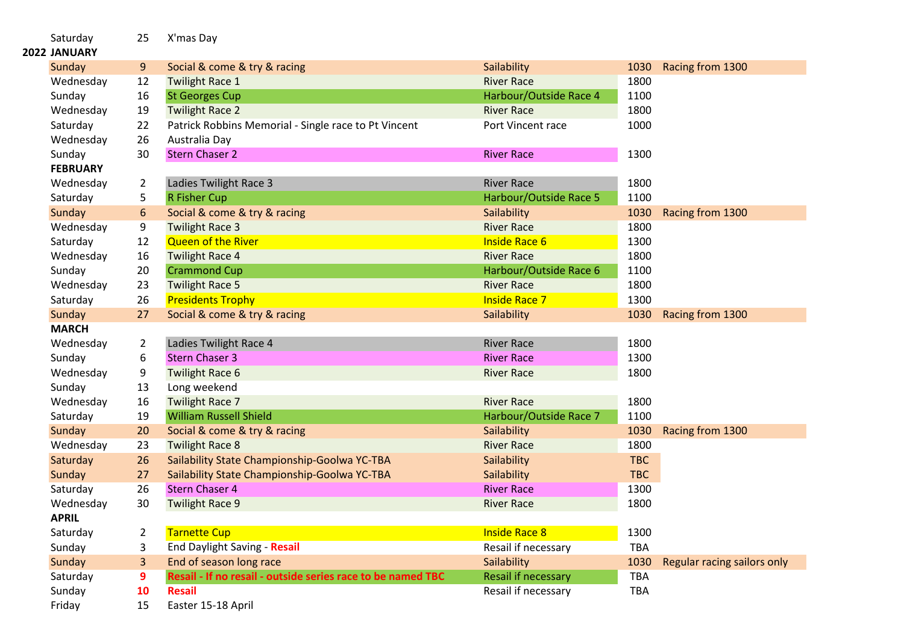| | Day | Date | Event | Type | Time | Notes |
|---|---|---|---|---|---|---|
| | Saturday | 25 | X'mas Day | | | |
| **2022** | **JANUARY** | | | | | |
| | Sunday | 9 | Social & come & try & racing | Sailability | 1030 | Racing from 1300 |
| | Wednesday | 12 | Twilight Race 1 | River Race | 1800 | |
| | Sunday | 16 | St Georges Cup | Harbour/Outside Race 4 | 1100 | |
| | Wednesday | 19 | Twilight Race 2 | River Race | 1800 | |
| | Saturday | 22 | Patrick Robbins Memorial - Single race to Pt Vincent | Port Vincent race | 1000 | |
| | Wednesday | 26 | Australia Day | | | |
| | Sunday | 30 | Stern Chaser 2 | River Race | 1300 | |
| | **FEBRUARY** | | | | | |
| | Wednesday | 2 | Ladies Twilight Race 3 | River Race | 1800 | |
| | Saturday | 5 | R Fisher Cup | Harbour/Outside Race 5 | 1100 | |
| | Sunday | 6 | Social & come & try & racing | Sailability | 1030 | Racing from 1300 |
| | Wednesday | 9 | Twilight Race 3 | River Race | 1800 | |
| | Saturday | 12 | Queen of the River | Inside Race 6 | 1300 | |
| | Wednesday | 16 | Twilight Race 4 | River Race | 1800 | |
| | Sunday | 20 | Crammond Cup | Harbour/Outside Race 6 | 1100 | |
| | Wednesday | 23 | Twilight Race 5 | River Race | 1800 | |
| | Saturday | 26 | Presidents Trophy | Inside Race 7 | 1300 | |
| | Sunday | 27 | Social & come & try & racing | Sailability | 1030 | Racing from 1300 |
| | **MARCH** | | | | | |
| | Wednesday | 2 | Ladies Twilight Race 4 | River Race | 1800 | |
| | Sunday | 6 | Stern Chaser 3 | River Race | 1300 | |
| | Wednesday | 9 | Twilight Race 6 | River Race | 1800 | |
| | Sunday | 13 | Long weekend | | | |
| | Wednesday | 16 | Twilight Race 7 | River Race | 1800 | |
| | Saturday | 19 | William Russell Shield | Harbour/Outside Race 7 | 1100 | |
| | Sunday | 20 | Social & come & try & racing | Sailability | 1030 | Racing from 1300 |
| | Wednesday | 23 | Twilight Race 8 | River Race | 1800 | |
| | Saturday | 26 | Sailability State Championship-Goolwa YC-TBA | Sailability | TBC | |
| | Sunday | 27 | Sailability State Championship-Goolwa YC-TBA | Sailability | TBC | |
| | Saturday | 26 | Stern Chaser 4 | River Race | 1300 | |
| | Wednesday | 30 | Twilight Race 9 | River Race | 1800 | |
| | **APRIL** | | | | | |
| | Saturday | 2 | Tarnette Cup | Inside Race 8 | 1300 | |
| | Sunday | 3 | End Daylight Saving - **Resail** | Resail if necessary | TBA | |
| | Sunday | 3 | End of season long race | Sailability | 1030 | Regular racing sailors only |
| | Saturday | **9** | **Resail - If no resail - outside series race to be named TBC** | Resail if necessary | TBA | |
| | Sunday | **10** | **Resail** | Resail if necessary | TBA | |
| | Friday | 15 | Easter 15-18 April | | | |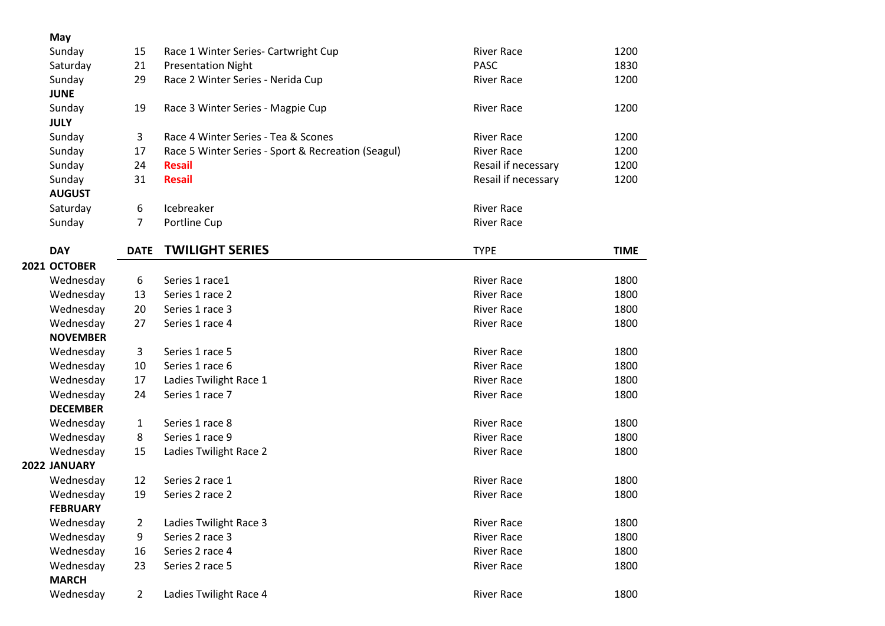| | | | | |
|---|---|---|---|---|
| **May** | | | | |
| Sunday | 15 | Race 1 Winter Series- Cartwright Cup | River Race | 1200 |
| Saturday | 21 | Presentation Night | PASC | 1830 |
| Sunday | 29 | Race 2 Winter Series - Nerida Cup | River Race | 1200 |
| **JUNE** | | | | |
| Sunday | 19 | Race 3 Winter Series - Magpie Cup | River Race | 1200 |
| **JULY** | | | | |
| Sunday | 3 | Race 4 Winter Series - Tea & Scones | River Race | 1200 |
| Sunday | 17 | Race 5 Winter Series - Sport & Recreation (Seagul) | River Race | 1200 |
| Sunday | 24 | **Resail** | Resail if necessary | 1200 |
| Sunday | 31 | **Resail** | Resail if necessary | 1200 |
| **AUGUST** | | | | |
| Saturday | 6 | Icebreaker | River Race | |
| Sunday | 7 | Portline Cup | River Race | |

| | DAY | DATE | TWILIGHT SERIES | TYPE | TIME |
|---|---|---|---|---|---|
| **2021** | **OCTOBER** | | | | |
| | Wednesday | 6 | Series 1 race1 | River Race | 1800 |
| | Wednesday | 13 | Series 1 race 2 | River Race | 1800 |
| | Wednesday | 20 | Series 1 race 3 | River Race | 1800 |
| | Wednesday | 27 | Series 1 race 4 | River Race | 1800 |
| | **NOVEMBER** | | | | |
| | Wednesday | 3 | Series 1 race 5 | River Race | 1800 |
| | Wednesday | 10 | Series 1 race 6 | River Race | 1800 |
| | Wednesday | 17 | Ladies Twilight Race 1 | River Race | 1800 |
| | Wednesday | 24 | Series 1 race 7 | River Race | 1800 |
| | **DECEMBER** | | | | |
| | Wednesday | 1 | Series 1 race 8 | River Race | 1800 |
| | Wednesday | 8 | Series 1 race 9 | River Race | 1800 |
| | Wednesday | 15 | Ladies Twilight Race 2 | River Race | 1800 |
| **2022** | **JANUARY** | | | | |
| | Wednesday | 12 | Series 2 race 1 | River Race | 1800 |
| | Wednesday | 19 | Series 2 race 2 | River Race | 1800 |
| | **FEBRUARY** | | | | |
| | Wednesday | 2 | Ladies Twilight Race 3 | River Race | 1800 |
| | Wednesday | 9 | Series 2 race 3 | River Race | 1800 |
| | Wednesday | 16 | Series 2 race 4 | River Race | 1800 |
| | Wednesday | 23 | Series 2 race 5 | River Race | 1800 |
| | **MARCH** | | | | |
| | Wednesday | 2 | Ladies Twilight Race 4 | River Race | 1800 |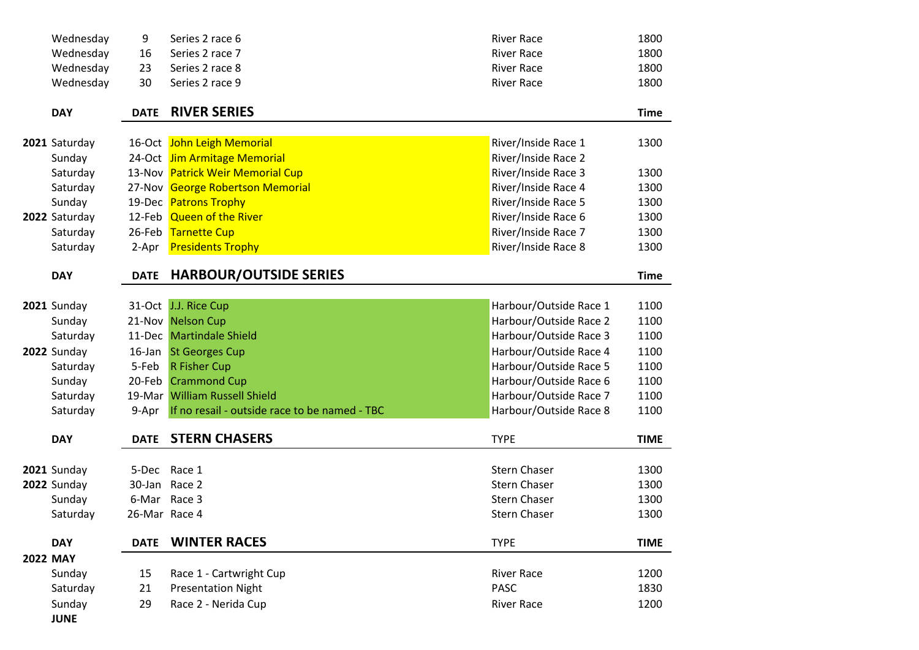| | | | | |
|---|---|---|---|---|
| Wednesday | 9 | Series 2 race 6 | River Race | 1800 |
| Wednesday | 16 | Series 2 race 7 | River Race | 1800 |
| Wednesday | 23 | Series 2 race 8 | River Race | 1800 |
| Wednesday | 30 | Series 2 race 9 | River Race | 1800 |

| | DAY | DATE | RIVER SERIES | | Time |
|---|---|---|---|---|---|
| 2021 | Saturday | 16-Oct | John Leigh Memorial | River/Inside Race 1 | 1300 |
| | Sunday | 24-Oct | Jim Armitage Memorial | River/Inside Race 2 | |
| | Saturday | 13-Nov | Patrick Weir Memorial Cup | River/Inside Race 3 | 1300 |
| | Saturday | 27-Nov | George Robertson Memorial | River/Inside Race 4 | 1300 |
| | Sunday | 19-Dec | Patrons Trophy | River/Inside Race 5 | 1300 |
| 2022 | Saturday | 12-Feb | Queen of the River | River/Inside Race 6 | 1300 |
| | Saturday | 26-Feb | Tarnette Cup | River/Inside Race 7 | 1300 |
| | Saturday | 2-Apr | Presidents Trophy | River/Inside Race 8 | 1300 |

| | DAY | DATE | HARBOUR/OUTSIDE SERIES | | Time |
|---|---|---|---|---|---|
| 2021 | Sunday | 31-Oct | J.J. Rice Cup | Harbour/Outside Race 1 | 1100 |
| | Sunday | 21-Nov | Nelson Cup | Harbour/Outside Race 2 | 1100 |
| | Saturday | 11-Dec | Martindale Shield | Harbour/Outside Race 3 | 1100 |
| 2022 | Sunday | 16-Jan | St Georges Cup | Harbour/Outside Race 4 | 1100 |
| | Saturday | 5-Feb | R Fisher Cup | Harbour/Outside Race 5 | 1100 |
| | Sunday | 20-Feb | Crammond Cup | Harbour/Outside Race 6 | 1100 |
| | Saturday | 19-Mar | William Russell Shield | Harbour/Outside Race 7 | 1100 |
| | Saturday | 9-Apr | If no resail - outside race to be named - TBC | Harbour/Outside Race 8 | 1100 |

| | DAY | DATE | STERN CHASERS | TYPE | TIME |
|---|---|---|---|---|---|
| 2021 | Sunday | 5-Dec | Race 1 | Stern Chaser | 1300 |
| 2022 | Sunday | 30-Jan | Race 2 | Stern Chaser | 1300 |
| | Sunday | 6-Mar | Race 3 | Stern Chaser | 1300 |
| | Saturday | 26-Mar | Race 4 | Stern Chaser | 1300 |

| | DAY | DATE | WINTER RACES | TYPE | TIME |
|---|---|---|---|---|---|
| 2022 | **MAY** | | | | |
| | Sunday | 15 | Race 1 - Cartwright Cup | River Race | 1200 |
| | Saturday | 21 | Presentation Night | PASC | 1830 |
| | Sunday | 29 | Race 2 - Nerida Cup | River Race | 1200 |
| | **JUNE** | | | | |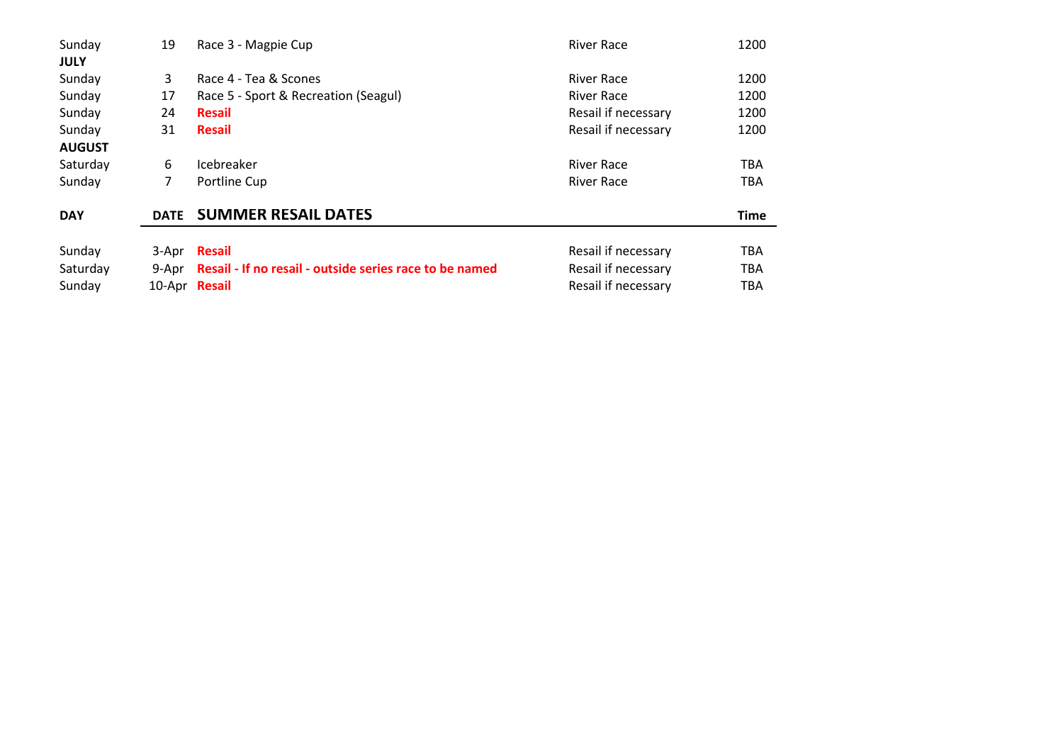| | | | | |
|---|---|---|---|---|
| Sunday | 19 | Race 3 - Magpie Cup | River Race | 1200 |
| **JULY** | | | | |
| Sunday | 3 | Race 4 - Tea & Scones | River Race | 1200 |
| Sunday | 17 | Race 5 - Sport & Recreation (Seagul) | River Race | 1200 |
| Sunday | 24 | **Resail** | Resail if necessary | 1200 |
| Sunday | 31 | **Resail** | Resail if necessary | 1200 |
| **AUGUST** | | | | |
| Saturday | 6 | Icebreaker | River Race | TBA |
| Sunday | 7 | Portline Cup | River Race | TBA |

| **DAY** | **DATE** | **SUMMER RESAIL DATES** | | **Time** |
|---|---|---|---|---|
| Sunday | 3-Apr | **Resail** | Resail if necessary | TBA |
| Saturday | 9-Apr | **Resail - If no resail - outside series race to be named** | Resail if necessary | TBA |
| Sunday | 10-Apr | **Resail** | Resail if necessary | TBA |